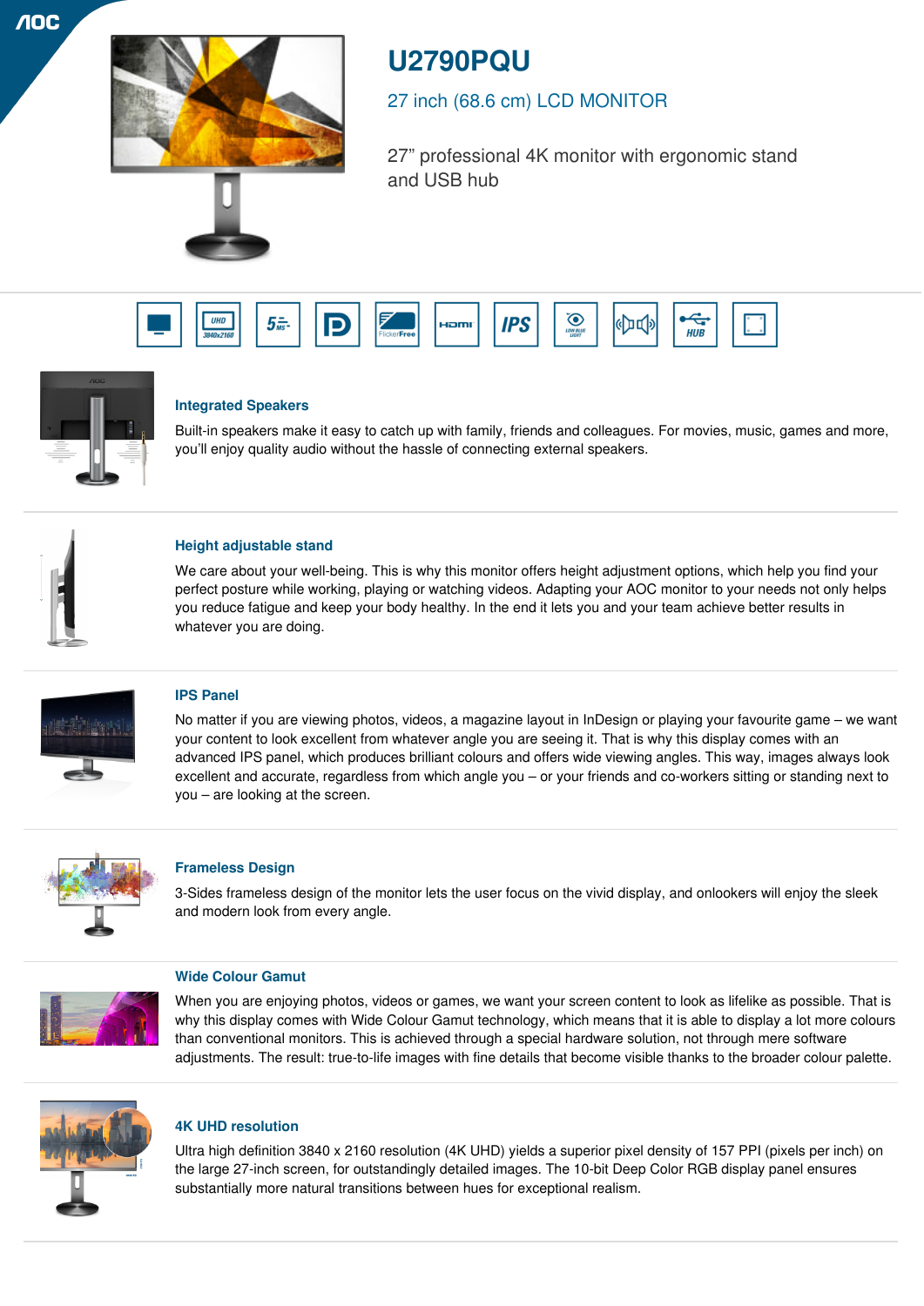# U2790PQU

## 27 inch (68.6 cm) LCD MONITOR

27" professional 4K monitor with ergonomic stand and USB hub

### Integrated Speakers

Built-in speakers make it easy to catch up with family, friends and colleagues. For movies, music, games and more, you'll enjoy quality audio without the hassle of connecting external speakers.

### Height adjustable stand

We care about your well-being. This is why this monitor offers height adjustment options, which help you find your perfect posture while working, playing or watching videos. Adapting your AOC monitor to your needs not only helps you reduce fatigue and keep your body healthy. In the end it lets you and your team achieve better results in whatever you are doing.

### IPS Panel

No matter if you are viewing photos, videos, a magazine layout in InDesign or playing your favourite game – we want your content to look excellent from whatever angle you are seeing it. That is why this display comes with an advanced IPS panel, which produces brilliant colours and offers wide viewing angles. This way, images always look excellent and accurate, regardless from which angle you – or your friends and co-workers sitting or standing next to you – are looking at the screen.

### Frameless Design

3-Sides frameless design of the monitor lets the user focus on the vivid display, and onlookers will enjoy the sleek and modern look from every angle.

### Wide Colour Gamut

When you are enjoying photos, videos or games, we want your screen content to look as lifelike as possible. That is why this display comes with Wide Colour Gamut technology, which means that it is able to display a lot more colours than conventional monitors. This is achieved through a special hardware solution, not through mere software adjustments. The result: true-to-life images with fine details that become visible thanks to the broader colour palette.

### 4K UHD resolution

Ultra high definition 3840 x 2160 resolution (4K UHD) yields a superior pixel density of 157 PPI (pixels per inch) on the large 27-inch screen, for outstandingly detailed images. The 10-bit Deep Color RGB display panel ensures substantially more natural transitions between hues for exceptional realism.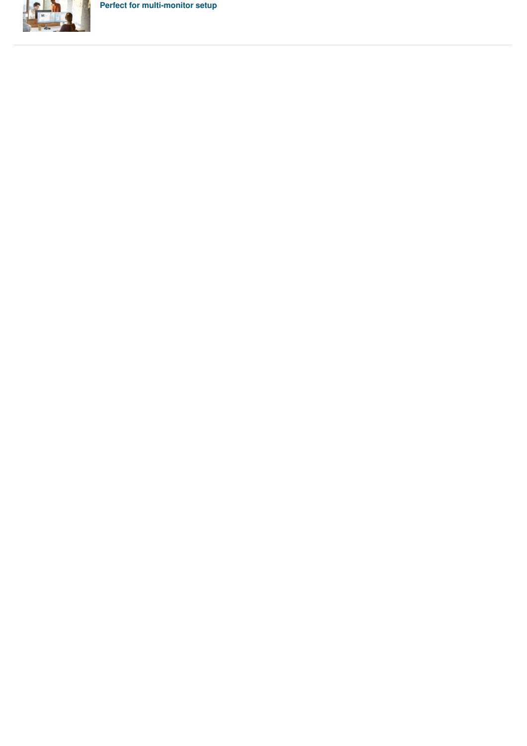**Perfect for multi-monitor setup**

---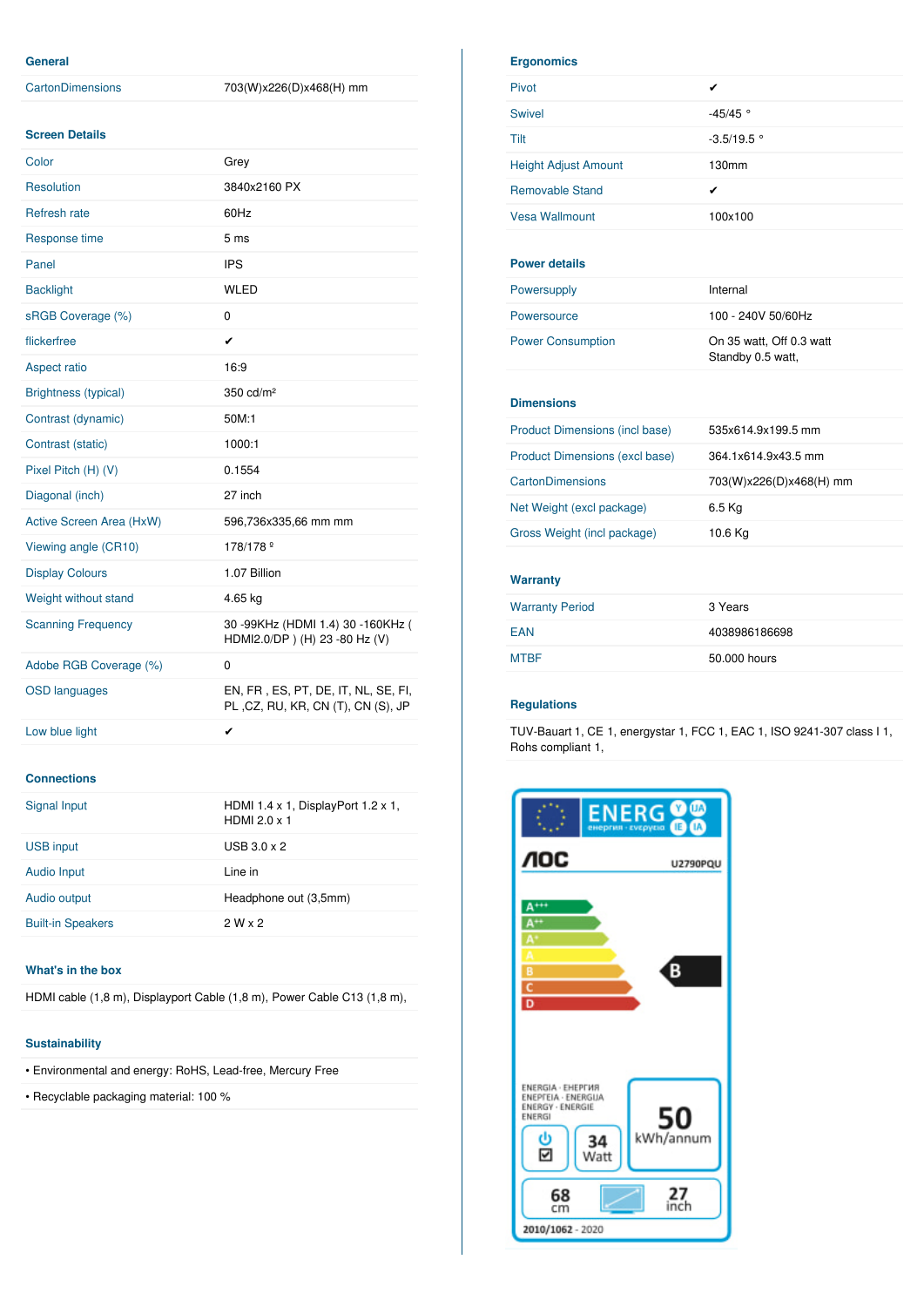## General

| | |
|---|---|
| CartonDimensions | 703(W)x226(D)x468(H) mm |

## Screen Details

| | |
|---|---|
| Color | Grey |
| Resolution | 3840x2160 PX |
| Refresh rate | 60Hz |
| Response time | 5 ms |
| Panel | IPS |
| Backlight | WLED |
| sRGB Coverage (%) | 0 |
| flickerfree | ✔ |
| Aspect ratio | 16:9 |
| Brightness (typical) | 350 cd/m² |
| Contrast (dynamic) | 50M:1 |
| Contrast (static) | 1000:1 |
| Pixel Pitch (H) (V) | 0.1554 |
| Diagonal (inch) | 27 inch |
| Active Screen Area (HxW) | 596,736x335,66 mm mm |
| Viewing angle (CR10) | 178/178 º |
| Display Colours | 1.07 Billion |
| Weight without stand | 4.65 kg |
| Scanning Frequency | 30 -99KHz (HDMI 1.4) 30 -160KHz ( HDMI2.0/DP ) (H) 23 -80 Hz (V) |
| Adobe RGB Coverage (%) | 0 |
| OSD languages | EN, FR , ES, PT, DE, IT, NL, SE, FI, PL ,CZ, RU, KR, CN (T), CN (S), JP |
| Low blue light | ✔ |

## Connections

| | |
|---|---|
| Signal Input | HDMI 1.4 x 1, DisplayPort 1.2 x 1, HDMI 2.0 x 1 |
| USB input | USB 3.0 x 2 |
| Audio Input | Line in |
| Audio output | Headphone out (3,5mm) |
| Built-in Speakers | 2 W x 2 |

## What's in the box

HDMI cable (1,8 m), Displayport Cable (1,8 m), Power Cable C13 (1,8 m),

## Sustainability

- Environmental and energy: RoHS, Lead-free, Mercury Free
- Recyclable packaging material: 100 %

## Ergonomics

| | |
|---|---|
| Pivot | ✔ |
| Swivel | -45/45 ° |
| Tilt | -3.5/19.5 ° |
| Height Adjust Amount | 130mm |
| Removable Stand | ✔ |
| Vesa Wallmount | 100x100 |

## Power details

| | |
|---|---|
| Powersupply | Internal |
| Powersource | 100 - 240V 50/60Hz |
| Power Consumption | On 35 watt, Off 0.3 watt Standby 0.5 watt, |

## Dimensions

| | |
|---|---|
| Product Dimensions (incl base) | 535x614.9x199.5 mm |
| Product Dimensions (excl base) | 364.1x614.9x43.5 mm |
| CartonDimensions | 703(W)x226(D)x468(H) mm |
| Net Weight (excl package) | 6.5 Kg |
| Gross Weight (incl package) | 10.6 Kg |

## Warranty

| | |
|---|---|
| Warranty Period | 3 Years |
| EAN | 4038986186698 |
| MTBF | 50.000 hours |

## Regulations

TUV-Bauart 1, CE 1, energystar 1, FCC 1, EAC 1, ISO 9241-307 class I 1, Rohs compliant 1,

ENERG
AOC U2790PQU
A+++
A++
A+
A
B
C
D
B
ENERGIA · ЕНЕРГИЯ ΕΝΕΡΓΕΙΑ · ENERGIJA ENERGY · ENERGIE ENERGI
34 Watt
50 kWh/annum
68 cm
27 inch
2010/1062 - 2020